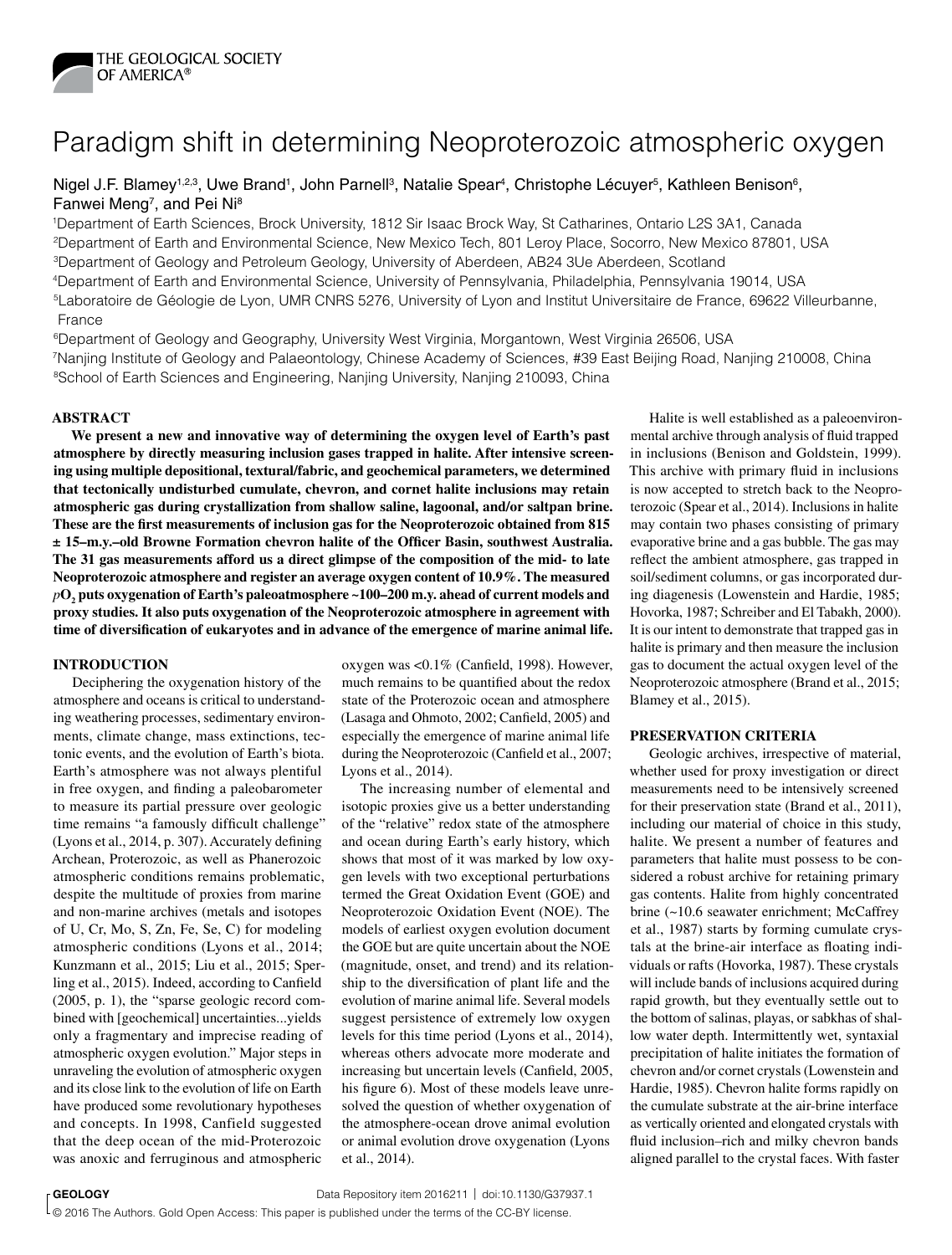# Paradigm shift in determining Neoproterozoic atmospheric oxygen

Nigel J.F. Blamey[1,2,3], Uwe Brand[1], John Parnell[3], Natalie Spear[4], Christophe Lécuyer[5], Kathleen Benison[6], Fanwei Meng[7], and Pei Ni[8]

[1]Department of Earth Sciences, Brock University, 1812 Sir Isaac Brock Way, St Catharines, Ontario L2S 3A1, Canada
[2]Department of Earth and Environmental Science, New Mexico Tech, 801 Leroy Place, Socorro, New Mexico 87801, USA
[3]Department of Geology and Petroleum Geology, University of Aberdeen, AB24 3Ue Aberdeen, Scotland
[4]Department of Earth and Environmental Science, University of Pennsylvania, Philadelphia, Pennsylvania 19014, USA
[5]Laboratoire de Géologie de Lyon, UMR CNRS 5276, University of Lyon and Institut Universitaire de France, 69622 Villeurbanne, France
[6]Department of Geology and Geography, University West Virginia, Morgantown, West Virginia 26506, USA
[7]Nanjing Institute of Geology and Palaeontology, Chinese Academy of Sciences, #39 East Beijing Road, Nanjing 210008, China
[8]School of Earth Sciences and Engineering, Nanjing University, Nanjing 210093, China

## ABSTRACT

**We present a new and innovative way of determining the oxygen level of Earth's past atmosphere by directly measuring inclusion gases trapped in halite. After intensive screening using multiple depositional, textural/fabric, and geochemical parameters, we determined that tectonically undisturbed cumulate, chevron, and cornet halite inclusions may retain atmospheric gas during crystallization from shallow saline, lagoonal, and/or saltpan brine. These are the first measurements of inclusion gas for the Neoproterozoic obtained from 815 ± 15–m.y.–old Browne Formation chevron halite of the Officer Basin, southwest Australia. The 31 gas measurements afford us a direct glimpse of the composition of the mid- to late Neoproterozoic atmosphere and register an average oxygen content of 10.9%. The measured $pO_2$ puts oxygenation of Earth's paleoatmosphere ~100–200 m.y. ahead of current models and proxy studies. It also puts oxygenation of the Neoproterozoic atmosphere in agreement with time of diversification of eukaryotes and in advance of the emergence of marine animal life.**

## INTRODUCTION

Deciphering the oxygenation history of the atmosphere and oceans is critical to understanding weathering processes, sedimentary environments, climate change, mass extinctions, tectonic events, and the evolution of Earth's biota. Earth's atmosphere was not always plentiful in free oxygen, and finding a paleobarometer to measure its partial pressure over geologic time remains "a famously difficult challenge" (Lyons et al., 2014, p. 307). Accurately defining Archean, Proterozoic, as well as Phanerozoic atmospheric conditions remains problematic, despite the multitude of proxies from marine and non-marine archives (metals and isotopes of U, Cr, Mo, S, Zn, Fe, Se, C) for modeling atmospheric conditions (Lyons et al., 2014; Kunzmann et al., 2015; Liu et al., 2015; Sperling et al., 2015). Indeed, according to Canfield (2005, p. 1), the "sparse geologic record combined with [geochemical] uncertainties...yields only a fragmentary and imprecise reading of atmospheric oxygen evolution." Major steps in unraveling the evolution of atmospheric oxygen and its close link to the evolution of life on Earth have produced some revolutionary hypotheses and concepts. In 1998, Canfield suggested that the deep ocean of the mid-Proterozoic was anoxic and ferruginous and atmospheric oxygen was <0.1% (Canfield, 1998). However, much remains to be quantified about the redox state of the Proterozoic ocean and atmosphere (Lasaga and Ohmoto, 2002; Canfield, 2005) and especially the emergence of marine animal life during the Neoproterozoic (Canfield et al., 2007; Lyons et al., 2014).

The increasing number of elemental and isotopic proxies give us a better understanding of the "relative" redox state of the atmosphere and ocean during Earth's early history, which shows that most of it was marked by low oxygen levels with two exceptional perturbations termed the Great Oxidation Event (GOE) and Neoproterozoic Oxidation Event (NOE). The models of earliest oxygen evolution document the GOE but are quite uncertain about the NOE (magnitude, onset, and trend) and its relationship to the diversification of plant life and the evolution of marine animal life. Several models suggest persistence of extremely low oxygen levels for this time period (Lyons et al., 2014), whereas others advocate more moderate and increasing but uncertain levels (Canfield, 2005, his figure 6). Most of these models leave unresolved the question of whether oxygenation of the atmosphere-ocean drove animal evolution or animal evolution drove oxygenation (Lyons et al., 2014).

Halite is well established as a paleoenvironmental archive through analysis of fluid trapped in inclusions (Benison and Goldstein, 1999). This archive with primary fluid in inclusions is now accepted to stretch back to the Neoproterozoic (Spear et al., 2014). Inclusions in halite may contain two phases consisting of primary evaporative brine and a gas bubble. The gas may reflect the ambient atmosphere, gas trapped in soil/sediment columns, or gas incorporated during diagenesis (Lowenstein and Hardie, 1985; Hovorka, 1987; Schreiber and El Tabakh, 2000). It is our intent to demonstrate that trapped gas in halite is primary and then measure the inclusion gas to document the actual oxygen level of the Neoproterozoic atmosphere (Brand et al., 2015; Blamey et al., 2015).

## PRESERVATION CRITERIA

Geologic archives, irrespective of material, whether used for proxy investigation or direct measurements need to be intensively screened for their preservation state (Brand et al., 2011), including our material of choice in this study, halite. We present a number of features and parameters that halite must possess to be considered a robust archive for retaining primary gas contents. Halite from highly concentrated brine (~10.6 seawater enrichment; McCaffrey et al., 1987) starts by forming cumulate crystals at the brine-air interface as floating individuals or rafts (Hovorka, 1987). These crystals will include bands of inclusions acquired during rapid growth, but they eventually settle out to the bottom of salinas, playas, or sabkhas of shallow water depth. Intermittently wet, syntaxial precipitation of halite initiates the formation of chevron and/or cornet crystals (Lowenstein and Hardie, 1985). Chevron halite forms rapidly on the cumulate substrate at the air-brine interface as vertically oriented and elongated crystals with fluid inclusion–rich and milky chevron bands aligned parallel to the crystal faces. With faster

**GEOLOGY** Data Repository item 2016211 | doi:10.1130/G37937.1
© 2016 The Authors. Gold Open Access: This paper is published under the terms of the CC-BY license.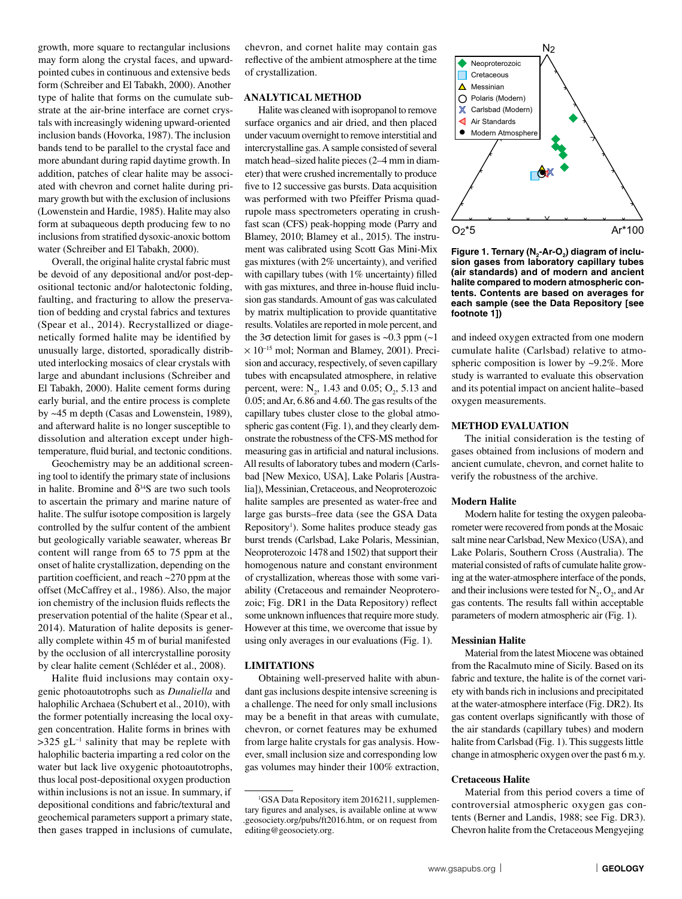growth, more square to rectangular inclusions may form along the crystal faces, and upward-pointed cubes in continuous and extensive beds form (Schreiber and El Tabakh, 2000). Another type of halite that forms on the cumulate substrate at the air-brine interface are cornet crystals with increasingly widening upward-oriented inclusion bands (Hovorka, 1987). The inclusion bands tend to be parallel to the crystal face and more abundant during rapid daytime growth. In addition, patches of clear halite may be associated with chevron and cornet halite during primary growth but with the exclusion of inclusions (Lowenstein and Hardie, 1985). Halite may also form at subaqueous depth producing few to no inclusions from stratified dysoxic-anoxic bottom water (Schreiber and El Tabakh, 2000).

Overall, the original halite crystal fabric must be devoid of any depositional and/or post-depositional tectonic and/or halotectonic folding, faulting, and fracturing to allow the preservation of bedding and crystal fabrics and textures (Spear et al., 2014). Recrystallized or diagenetically formed halite may be identified by unusually large, distorted, sporadically distributed interlocking mosaics of clear crystals with large and abundant inclusions (Schreiber and El Tabakh, 2000). Halite cement forms during early burial, and the entire process is complete by ~45 m depth (Casas and Lowenstein, 1989), and afterward halite is no longer susceptible to dissolution and alteration except under high-temperature, fluid burial, and tectonic conditions.

Geochemistry may be an additional screening tool to identify the primary state of inclusions in halite. Bromine and $\delta^{34}S$ are two such tools to ascertain the primary and marine nature of halite. The sulfur isotope composition is largely controlled by the sulfur content of the ambient but geologically variable seawater, whereas Br content will range from 65 to 75 ppm at the onset of halite crystallization, depending on the partition coefficient, and reach ~270 ppm at the offset (McCaffrey et al., 1986). Also, the major ion chemistry of the inclusion fluids reflects the preservation potential of the halite (Spear et al., 2014). Maturation of halite deposits is generally complete within 45 m of burial manifested by the occlusion of all intercrystalline porosity by clear halite cement (Schléder et al., 2008).

Halite fluid inclusions may contain oxygenic photoautotrophs such as *Dunaliella* and halophilic Archaea (Schubert et al., 2010), with the former potentially increasing the local oxygen concentration. Halite forms in brines with >325 $gL^{-1}$ salinity that may be replete with halophilic bacteria imparting a red color on the water but lack live oxygenic photoautotrophs, thus local post-depositional oxygen production within inclusions is not an issue. In summary, if depositional conditions and fabric/textural and geochemical parameters support a primary state, then gases trapped in inclusions of cumulate, chevron, and cornet halite may contain gas reflective of the ambient atmosphere at the time of crystallization.

## ANALYTICAL METHOD

Halite was cleaned with isopropanol to remove surface organics and air dried, and then placed under vacuum overnight to remove interstitial and intercrystalline gas. A sample consisted of several match head–sized halite pieces (2–4 mm in diameter) that were crushed incrementally to produce five to 12 successive gas bursts. Data acquisition was performed with two Pfeiffer Prisma quadrupole mass spectrometers operating in crush-fast scan (CFS) peak-hopping mode (Parry and Blamey, 2010; Blamey et al., 2015). The instrument was calibrated using Scott Gas Mini-Mix gas mixtures (with 2% uncertainty), and verified with capillary tubes (with 1% uncertainty) filled with gas mixtures, and three in-house fluid inclusion gas standards. Amount of gas was calculated by matrix multiplication to provide quantitative results. Volatiles are reported in mole percent, and the 3σ detection limit for gases is ~0.3 ppm (~$1 \times 10^{-15}$ mol; Norman and Blamey, 2001). Precision and accuracy, respectively, of seven capillary tubes with encapsulated atmosphere, in relative percent, were: $N_2$, 1.43 and 0.05; $O_2$, 5.13 and 0.05; and Ar, 6.86 and 4.60. The gas results of the capillary tubes cluster close to the global atmospheric gas content (Fig. 1), and they clearly demonstrate the robustness of the CFS-MS method for measuring gas in artificial and natural inclusions. All results of laboratory tubes and modern (Carlsbad [New Mexico, USA], Lake Polaris [Australia]), Messinian, Cretaceous, and Neoproterozoic halite samples are presented as water-free and large gas bursts–free data (see the GSA Data Repository[1]). Some halites produce steady gas burst trends (Carlsbad, Lake Polaris, Messinian, Neoproterozoic 1478 and 1502) that support their homogenous nature and constant environment of crystallization, whereas those with some variability (Cretaceous and remainder Neoproterozoic; Fig. DR1 in the Data Repository) reflect some unknown influences that require more study. However at this time, we overcome that issue by using only averages in our evaluations (Fig. 1).

## LIMITATIONS

Obtaining well-preserved halite with abundant gas inclusions despite intensive screening is a challenge. The need for only small inclusions may be a benefit in that areas with cumulate, chevron, or cornet features may be exhumed from large halite crystals for gas analysis. However, small inclusion size and corresponding low gas volumes may hinder their 100% extraction, and indeed oxygen extracted from one modern cumulate halite (Carlsbad) relative to atmospheric composition is lower by ~9.2%. More study is warranted to evaluate this observation and its potential impact on ancient halite–based oxygen measurements.

[1]GSA Data Repository item 2016211, supplementary figures and analyses, is available online at www.geosociety.org/pubs/ft2016.htm, or on request from editing@geosociety.org.

**Figure 1. Ternary ($N_2$-Ar-$O_2$) diagram of inclusion gases from laboratory capillary tubes (air standards) and of modern and ancient halite compared to modern atmospheric contents. Contents are based on averages for each sample (see the Data Repository [see footnote 1])**

## METHOD EVALUATION

The initial consideration is the testing of gases obtained from inclusions of modern and ancient cumulate, chevron, and cornet halite to verify the robustness of the archive.

### Modern Halite

Modern halite for testing the oxygen paleobarometer were recovered from ponds at the Mosaic salt mine near Carlsbad, New Mexico (USA), and Lake Polaris, Southern Cross (Australia). The material consisted of rafts of cumulate halite growing at the water-atmosphere interface of the ponds, and their inclusions were tested for $N_2$, $O_2$, and Ar gas contents. The results fall within acceptable parameters of modern atmospheric air (Fig. 1).

### Messinian Halite

Material from the latest Miocene was obtained from the Racalmuto mine of Sicily. Based on its fabric and texture, the halite is of the cornet variety with bands rich in inclusions and precipitated at the water-atmosphere interface (Fig. DR2). Its gas content overlaps significantly with those of the air standards (capillary tubes) and modern halite from Carlsbad (Fig. 1). This suggests little change in atmospheric oxygen over the past 6 m.y.

### Cretaceous Halite

Material from this period covers a time of controversial atmospheric oxygen gas contents (Berner and Landis, 1988; see Fig. DR3). Chevron halite from the Cretaceous Mengyejing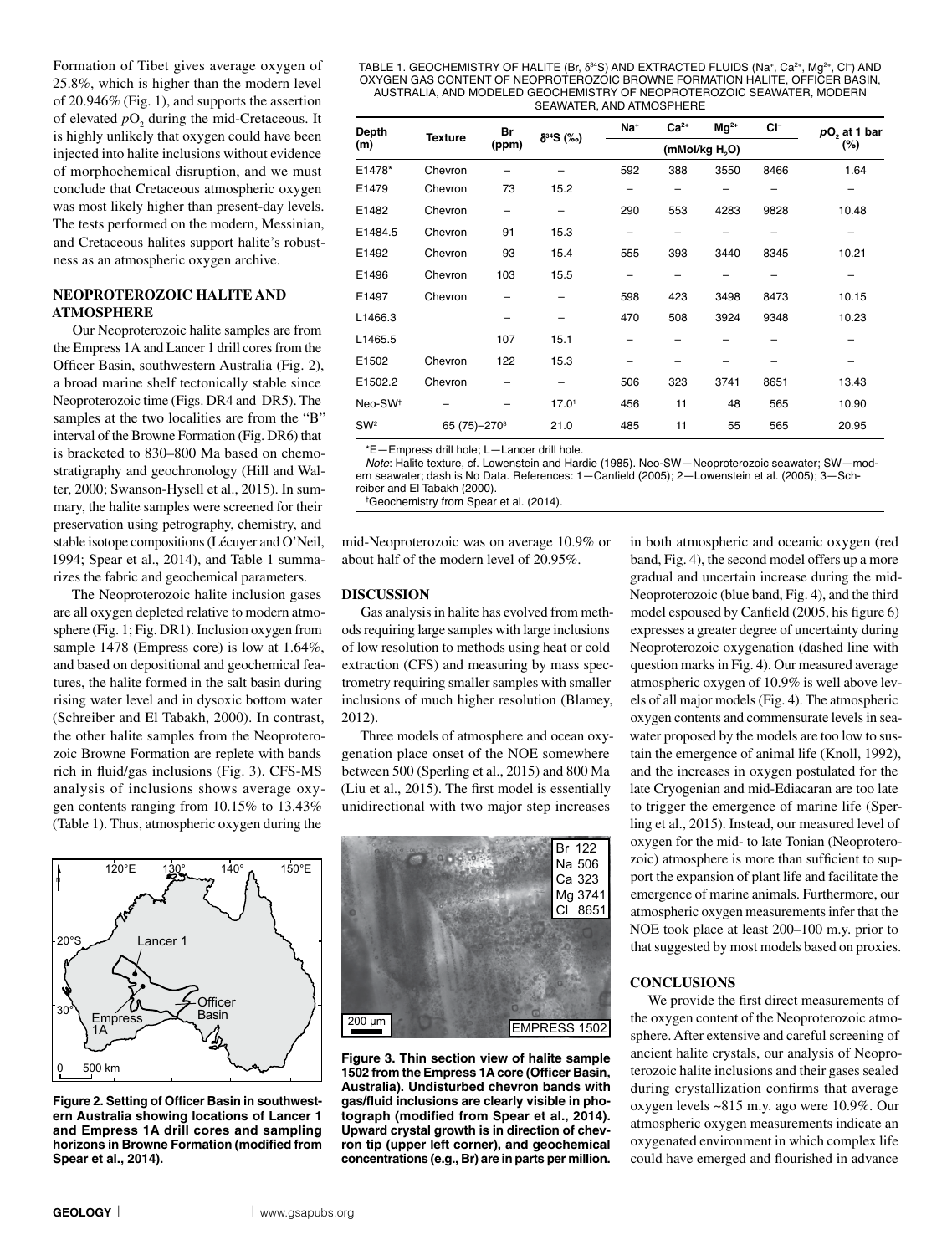Formation of Tibet gives average oxygen of 25.8%, which is higher than the modern level of 20.946% (Fig. 1), and supports the assertion of elevated $pO_2$ during the mid-Cretaceous. It is highly unlikely that oxygen could have been injected into halite inclusions without evidence of morphochemical disruption, and we must conclude that Cretaceous atmospheric oxygen was most likely higher than present-day levels. The tests performed on the modern, Messinian, and Cretaceous halites support halite's robustness as an atmospheric oxygen archive.

## NEOPROTEROZOIC HALITE AND ATMOSPHERE

Our Neoproterozoic halite samples are from the Empress 1A and Lancer 1 drill cores from the Officer Basin, southwestern Australia (Fig. 2), a broad marine shelf tectonically stable since Neoproterozoic time (Figs. DR4 and DR5). The samples at the two localities are from the "B" interval of the Browne Formation (Fig. DR6) that is bracketed to 830–800 Ma based on chemostratigraphy and geochronology (Hill and Walter, 2000; Swanson-Hysell et al., 2015). In summary, the halite samples were screened for their preservation using petrography, chemistry, and stable isotope compositions (Lécuyer and O'Neil, 1994; Spear et al., 2014), and Table 1 summarizes the fabric and geochemical parameters.

The Neoproterozoic halite inclusion gases are all oxygen depleted relative to modern atmosphere (Fig. 1; Fig. DR1). Inclusion oxygen from sample 1478 (Empress core) is low at 1.64%, and based on depositional and geochemical features, the halite formed in the salt basin during rising water level and in dysoxic bottom water (Schreiber and El Tabakh, 2000). In contrast, the other halite samples from the Neoproterozoic Browne Formation are replete with bands rich in fluid/gas inclusions (Fig. 3). CFS-MS analysis of inclusions shows average oxygen contents ranging from 10.15% to 13.43% (Table 1). Thus, atmospheric oxygen during the mid-Neoproterozoic was on average 10.9% or about half of the modern level of 20.95%.

TABLE 1. GEOCHEMISTRY OF HALITE (Br, $\delta^{34}S$) AND EXTRACTED FLUIDS ($Na^+$, $Ca^{2+}$, $Mg^{2+}$, $Cl^-$) AND OXYGEN GAS CONTENT OF NEOPROTEROZOIC BROWNE FORMATION HALITE, OFFICER BASIN, AUSTRALIA, AND MODELED GEOCHEMISTRY OF NEOPROTEROZOIC SEAWATER, MODERN SEAWATER, AND ATMOSPHERE

| Depth (m) | Texture | Br (ppm) | $\delta^{34}S$ (‰) | $Na^+$ | $Ca^{2+}$ | $Mg^{2+}$ | $Cl^-$ | $pO_2$ at 1 bar (%) |
|---|---|---|---|---|---|---|---|---|
| | | | | (mMol/kg $H_2O$) | | | | |
| E1478* | Chevron | – | – | 592 | 388 | 3550 | 8466 | 1.64 |
| E1479 | Chevron | 73 | 15.2 | – | – | – | – | – |
| E1482 | Chevron | – | – | 290 | 553 | 4283 | 9828 | 10.48 |
| E1484.5 | Chevron | 91 | 15.3 | – | – | – | – | – |
| E1492 | Chevron | 93 | 15.4 | 555 | 393 | 3440 | 8345 | 10.21 |
| E1496 | Chevron | 103 | 15.5 | – | – | – | – | – |
| E1497 | Chevron | – | – | 598 | 423 | 3498 | 8473 | 10.15 |
| L1466.3 | | – | – | 470 | 508 | 3924 | 9348 | 10.23 |
| L1465.5 | | 107 | 15.1 | – | – | – | – | – |
| E1502 | Chevron | 122 | 15.3 | – | – | – | – | – |
| E1502.2 | Chevron | – | – | 506 | 323 | 3741 | 8651 | 13.43 |
| Neo-SW† | – | – | 17.0[1] | 456 | 11 | 48 | 565 | 10.90 |
| SW[2] | 65 (75)–270[3] | | 21.0 | 485 | 11 | 55 | 565 | 20.95 |

*E—Empress drill hole; L—Lancer drill hole.

*Note*: Halite texture, cf. Lowenstein and Hardie (1985). Neo-SW—Neoproterozoic seawater; SW—modern seawater; dash is No Data. References: 1—Canfield (2005); 2—Lowenstein et al. (2005); 3—Schreiber and El Tabakh (2000).

†Geochemistry from Spear et al. (2014).

**Figure 2. Setting of Officer Basin in southwestern Australia showing locations of Lancer 1 and Empress 1A drill cores and sampling horizons in Browne Formation (modified from Spear et al., 2014).**

## DISCUSSION

Gas analysis in halite has evolved from methods requiring large samples with large inclusions of low resolution to methods using heat or cold extraction (CFS) and measuring by mass spectrometry requiring smaller samples with smaller inclusions of much higher resolution (Blamey, 2012).

Three models of atmosphere and ocean oxygenation place onset of the NOE somewhere between 500 (Sperling et al., 2015) and 800 Ma (Liu et al., 2015). The first model is essentially unidirectional with two major step increases in both atmospheric and oceanic oxygen (red band, Fig. 4), the second model offers up a more gradual and uncertain increase during the mid-Neoproterozoic (blue band, Fig. 4), and the third model espoused by Canfield (2005, his figure 6) expresses a greater degree of uncertainty during Neoproterozoic oxygenation (dashed line with question marks in Fig. 4). Our measured average atmospheric oxygen of 10.9% is well above levels of all major models (Fig. 4). The atmospheric oxygen contents and commensurate levels in seawater proposed by the models are too low to sustain the emergence of animal life (Knoll, 1992), and the increases in oxygen postulated for the late Cryogenian and mid-Ediacaran are too late to trigger the emergence of marine life (Sperling et al., 2015). Instead, our measured level of oxygen for the mid- to late Tonian (Neoproterozoic) atmosphere is more than sufficient to support the expansion of plant life and facilitate the emergence of marine animals. Furthermore, our atmospheric oxygen measurements infer that the NOE took place at least 200–100 m.y. prior to that suggested by most models based on proxies.

**Figure 3. Thin section view of halite sample 1502 from the Empress 1A core (Officer Basin, Australia). Undisturbed chevron bands with gas/fluid inclusions are clearly visible in photograph (modified from Spear et al., 2014). Upward crystal growth is in direction of chevron tip (upper left corner), and geochemical concentrations (e.g., Br) are in parts per million.**

## CONCLUSIONS

We provide the first direct measurements of the oxygen content of the Neoproterozoic atmosphere. After extensive and careful screening of ancient halite crystals, our analysis of Neoproterozoic halite inclusions and their gases sealed during crystallization confirms that average oxygen levels ~815 m.y. ago were 10.9%. Our atmospheric oxygen measurements indicate an oxygenated environment in which complex life could have emerged and flourished in advance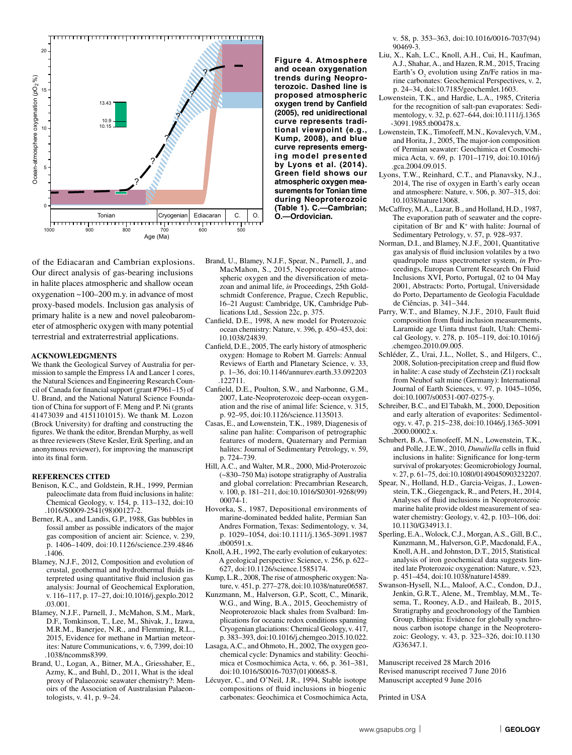Ocean-atmosphere oxygenation ($pO_2$ %)

20

15

13.43

10.9

10.15

10

5

0

Tonian

Cryogenian

Ediacaran

C.

O.

1000

900

800

700

600

500

Age (Ma)

**Figure 4. Atmosphere and ocean oxygenation trends during Neoproterozoic. Dashed line is proposed atmospheric oxygen trend by Canfield (2005), red unidirectional curve represents traditional viewpoint (e.g., Kump, 2008), and blue curve represents emerging model presented by Lyons et al. (2014). Green field shows our atmospheric oxygen measurements for Tonian time during Neoproterozoic (Table 1). C.—Cambrian; O.—Ordovician.**

of the Ediacaran and Cambrian explosions. Our direct analysis of gas-bearing inclusions in halite places atmospheric and shallow ocean oxygenation ~100–200 m.y. in advance of most proxy-based models. Inclusion gas analysis of primary halite is a new and novel paleobarometer of atmospheric oxygen with many potential terrestrial and extraterrestrial applications.

## ACKNOWLEDGMENTS

We thank the Geological Survey of Australia for permission to sample the Empress 1A and Lancer 1 cores, the Natural Sciences and Engineering Research Council of Canada for financial support (grant #7961–15) of U. Brand, and the National Natural Science Foundation of China for support of F. Meng and P. Ni (grants 41473039 and 4151101015). We thank M. Lozon (Brock University) for drafting and constructing the figures. We thank the editor, Brendan Murphy, as well as three reviewers (Steve Kesler, Erik Sperling, and an anonymous reviewer), for improving the manuscript into its final form.

## REFERENCES CITED

Benison, K.C., and Goldstein, R.H., 1999, Permian paleoclimate data from fluid inclusions in halite: Chemical Geology, v. 154, p. 113–132, doi:10.1016/S0009-2541(98)00127-2.

Berner, R.A., and Landis, G.P., 1988, Gas bubbles in fossil amber as possible indicators of the major gas composition of ancient air: Science, v. 239, p. 1406–1409, doi:10.1126/science.239.4846.1406.

Blamey, N.J.F., 2012, Composition and evolution of crustal, geothermal and hydrothermal fluids interpreted using quantitative fluid inclusion gas analysis: Journal of Geochemical Exploration, v. 116–117, p. 17–27, doi:10.1016/j.gexplo.2012.03.001.

Blamey, N.J.F., Parnell, J., McMahon, S.M., Mark, D.F., Tomkinson, T., Lee, M., Shivak, J., Izawa, M.R.M., Banerjee, N.R., and Flemming, R.L., 2015, Evidence for methane in Martian meteorites: Nature Communications, v. 6, 7399, doi:10.1038/ncomms8399.

Brand, U., Logan, A., Bitner, M.A., Griesshaber, E., Azmy, K., and Buhl, D., 2011, What is the ideal proxy of Palaeozoic seawater chemistry?: Memoirs of the Association of Australasian Palaeontologists, v. 41, p. 9–24.

Brand, U., Blamey, N.J.F., Spear, N., Parnell, J., and MacMahon, S., 2015, Neoproterozoic atmospheric oxygen and the diversification of metazoan and animal life, *in* Proceedings, 25th Goldschmidt Conference, Prague, Czech Republic, 16–21 August: Cambridge, UK, Cambridge Publications Ltd., Session 22c, p. 375.

Canfield, D.E., 1998, A new model for Proterozoic ocean chemistry: Nature, v. 396, p. 450–453, doi:10.1038/24839.

Canfield, D.E., 2005, The early history of atmospheric oxygen: Homage to Robert M. Garrels: Annual Reviews of Earth and Planetary Science, v. 33, p. 1–36, doi:10.1146/annurev.earth.33.092203.122711.

Canfield, D.E., Poulton, S.W., and Narbonne, G.M., 2007, Late-Neoproterozoic deep-ocean oxygenation and the rise of animal life: Science, v. 315, p. 92–95, doi:10.1126/science.1135013.

Casas, E., and Lowenstein, T.K., 1989, Diagenesis of saline pan halite: Comparison of petrographic features of modern, Quaternary and Permian halites: Journal of Sedimentary Petrology, v. 59, p. 724–739.

Hill, A.C., and Walter, M.R., 2000, Mid-Proterozoic (~830–750 Ma) isotope stratigraphy of Australia and global correlation: Precambrian Research, v. 100, p. 181–211, doi:10.1016/S0301-9268(99)00074-1.

Hovorka, S., 1987, Depositional environments of marine-dominated bedded halite, Permian San Andres Formation, Texas: Sedimentology, v. 34, p. 1029–1054, doi:10.1111/j.1365-3091.1987.tb00591.x.

Knoll, A.H., 1992, The early evolution of eukaryotes: A geological perspective: Science, v. 256, p. 622–627, doi:10.1126/science.1585174.

Kump, L.R., 2008, The rise of atmospheric oxygen: Nature, v. 451, p. 277–278, doi:10.1038/nature06587.

Kunzmann, M., Halverson, G.P., Scott, C., Minarik, W.G., and Wing, B.A., 2015, Geochemistry of Neoproterozoic black shales from Svalbard: Implications for oceanic redox conditions spanning Cryogenian glaciations: Chemical Geology, v. 417, p. 383–393, doi:10.1016/j.chemgeo.2015.10.022.

Lasaga, A.C., and Ohmoto, H., 2002, The oxygen geochemical cycle: Dynamics and stability: Geochimica et Cosmochimica Acta, v. 66, p. 361–381, doi:10.1016/S0016-7037(01)00685-8.

Lécuyer, C., and O'Neil, J.R., 1994, Stable isotope compositions of fluid inclusions in biogenic carbonates: Geochimica et Cosmochimica Acta, v. 58, p. 353–363, doi:10.1016/0016-7037(94)90469-3.

Liu, X., Kah, L.C., Knoll, A.H., Cui, H., Kaufman, A.J., Shahar, A., and Hazen, R.M., 2015, Tracing Earth's $O_2$ evolution using Zn/Fe ratios in marine carbonates: Geochemical Perspectives, v. 2, p. 24–34, doi:10.7185/geochemlet.1603.

Lowenstein, T.K., and Hardie, L.A., 1985, Criteria for the recognition of salt-pan evaporates: Sedimentology, v. 32, p. 627–644, doi:10.1111/j.1365-3091.1985.tb00478.x.

Lowenstein, T.K., Timofeeff, M.N., Kovalevych, V.M., and Horita, J., 2005, The major-ion composition of Permian seawater: Geochimica et Cosmochimica Acta, v. 69, p. 1701–1719, doi:10.1016/j.gca.2004.09.015.

Lyons, T.W., Reinhard, C.T., and Planavsky, N.J., 2014, The rise of oxygen in Earth's early ocean and atmosphere: Nature, v. 506, p. 307–315, doi:10.1038/nature13068.

McCaffrey, M.A., Lazar, B., and Holland, H.D., 1987, The evaporation path of seawater and the coprecipitation of $Br^-$ and $K^+$ with halite: Journal of Sedimentary Petrology, v. 57, p. 928–937.

Norman, D.I., and Blamey, N.J.F., 2001, Quantitative gas analysis of fluid inclusion volatiles by a two quadrupole mass spectrometer system, *in* Proceedings, European Current Research On Fluid Inclusions XVI, Porto, Portugal, 02 to 04 May 2001, Abstracts: Porto, Portugal, Universidade do Porto, Departamento de Geologia Faculdade de Ciências, p. 341–344.

Parry, W.T., and Blamey, N.J.F., 2010, Fault fluid composition from fluid inclusion measurements, Laramide age Uinta thrust fault, Utah: Chemical Geology, v. 278, p. 105–119, doi:10.1016/j.chemgeo.2010.09.005.

Schléder, Z., Urai, J.L., Nollet, S., and Hilgers, C., 2008, Solution-precipitation creep and fluid flow in halite: A case study of Zechstein (Z1) rocksalt from Neuhof salt mine (Germany): International Journal of Earth Sciences, v. 97, p. 1045–1056, doi:10.1007/s00531-007-0275-y.

Schreiber, B.C., and El Tabakh, M., 2000, Deposition and early alteration of evaporites: Sedimentology, v. 47, p. 215–238, doi:10.1046/j.1365-3091.2000.00002.x.

Schubert, B.A., Timofeeff, M.N., Lowenstein, T.K., and Polle, J.E.W., 2010, *Dunaliella* cells in fluid inclusions in halite: Significance for long-term survival of prokaryotes: Geomicrobiology Journal, v. 27, p. 61–75, doi:10.1080/01490450903232207.

Spear, N., Holland, H.D., Garcia-Veigas, J., Lowenstein, T.K., Giegengack, R., and Peters, H., 2014, Analyses of fluid inclusions in Neoproterozoic marine halite provide oldest measurement of seawater chemistry: Geology, v. 42, p. 103–106, doi:10.1130/G34913.1.

Sperling, E.A., Wolock, C.J., Morgan, A.S., Gill, B.C., Kunzmann, M., Halverson, G.P., Macdonald, F.A., Knoll, A.H., and Johnston, D.T., 2015, Statistical analysis of iron geochemical data suggests limited late Proterozoic oxygenation: Nature, v. 523, p. 451–454, doi:10.1038/nature14589.

Swanson-Hysell, N.L., Maloof, A.C., Condon, D.J., Jenkin, G.R.T., Alene, M., Tremblay, M.M., Tesema, T., Rooney, A.D., and Haileab, B., 2015, Stratigraphy and geochronology of the Tambien Group, Ethiopia: Evidence for globally synchronous carbon isotope change in the Neoproterozoic: Geology, v. 43, p. 323–326, doi:10.1130/G36347.1.

Manuscript received 28 March 2016
Revised manuscript received 7 June 2016
Manuscript accepted 9 June 2016

Printed in USA